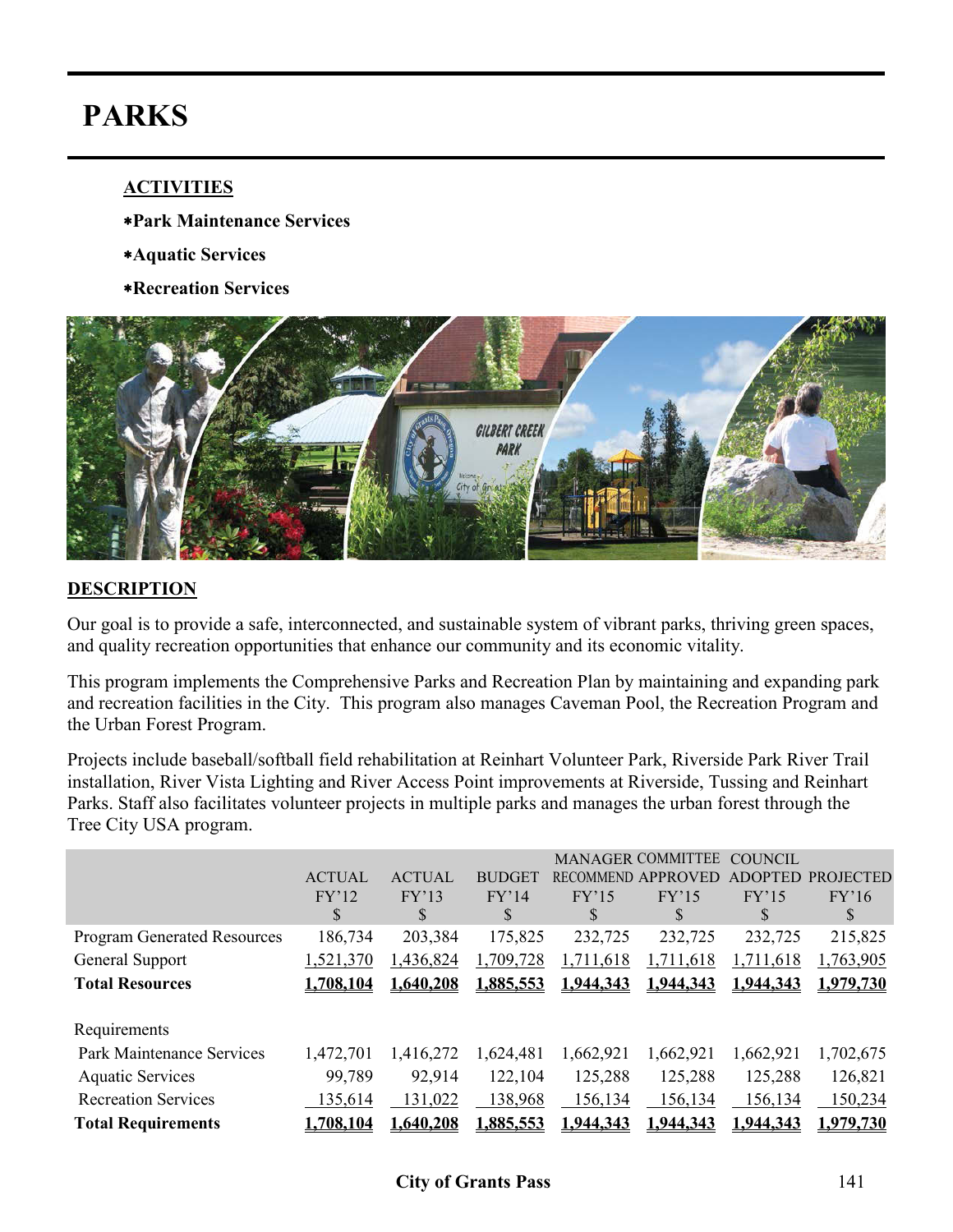# PARKS

**ACTIVITIES**

- **Park Maintenance Services**
- **Aquatic Services**
- **Recreation Services**

**DESCRIPTION**

Our goal is to provide a safe, interconnected, and sustainable system of vibrant parks, thriving green spaces, and quality recreation opportunities that enhance our community and its economic vitality.

This program implements the Comprehensive Parks and Recreation Plan by maintaining and expanding park and recreation facilities in the City. This program also manages Caveman Pool, the Recreation Program and the Urban Forest Program.

Projects include baseball/softball field rehabilitation at Reinhart Volunteer Park, Riverside Park River Trail installation, River Vista Lighting and River Access Point improvements at Riverside, Tussing and Reinhart Parks. Staff also facilitates volunteer projects in multiple parks and manages the urban forest through the Tree City USA program.

| | ACTUAL FY'12 $ | ACTUAL FY'13 $ | BUDGET FY'14 $ | MANAGER RECOMMEND FY'15 $ | COMMITTEE APPROVED FY'15 $ | COUNCIL ADOPTED FY'15 $ | PROJECTED FY'16 $ |
|---|---|---|---|---|---|---|---|
| Program Generated Resources | 186,734 | 203,384 | 175,825 | 232,725 | 232,725 | 232,725 | 215,825 |
| General Support | 1,521,370 | 1,436,824 | 1,709,728 | 1,711,618 | 1,711,618 | 1,711,618 | 1,763,905 |
| **Total Resources** | **1,708,104** | **1,640,208** | **1,885,553** | **1,944,343** | **1,944,343** | **1,944,343** | **1,979,730** |
| | | | | | | | |
| Requirements | | | | | | | |
| Park Maintenance Services | 1,472,701 | 1,416,272 | 1,624,481 | 1,662,921 | 1,662,921 | 1,662,921 | 1,702,675 |
| Aquatic Services | 99,789 | 92,914 | 122,104 | 125,288 | 125,288 | 125,288 | 126,821 |
| Recreation Services | 135,614 | 131,022 | 138,968 | 156,134 | 156,134 | 156,134 | 150,234 |
| **Total Requirements** | **1,708,104** | **1,640,208** | **1,885,553** | **1,944,343** | **1,944,343** | **1,944,343** | **1,979,730** |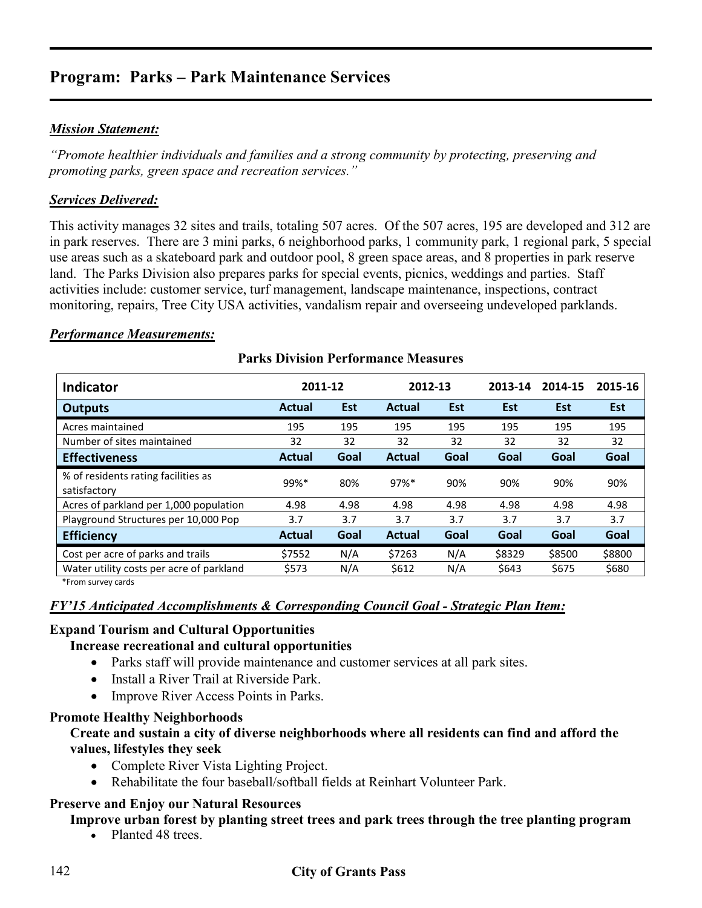# Program: Parks – Park Maintenance Services

***Mission Statement:***

*"Promote healthier individuals and families and a strong community by protecting, preserving and promoting parks, green space and recreation services."*

***Services Delivered:***

This activity manages 32 sites and trails, totaling 507 acres. Of the 507 acres, 195 are developed and 312 are in park reserves. There are 3 mini parks, 6 neighborhood parks, 1 community park, 1 regional park, 5 special use areas such as a skateboard park and outdoor pool, 8 green space areas, and 8 properties in park reserve land. The Parks Division also prepares parks for special events, picnics, weddings and parties. Staff activities include: customer service, turf management, landscape maintenance, inspections, contract monitoring, repairs, Tree City USA activities, vandalism repair and overseeing undeveloped parklands.

***Performance Measurements:***

**Parks Division Performance Measures**

| Indicator | 2011-12 | | 2012-13 | | 2013-14 | 2014-15 | 2015-16 |
|---|---|---|---|---|---|---|---|
| **Outputs** | **Actual** | **Est** | **Actual** | **Est** | **Est** | **Est** | **Est** |
| Acres maintained | 195 | 195 | 195 | 195 | 195 | 195 | 195 |
| Number of sites maintained | 32 | 32 | 32 | 32 | 32 | 32 | 32 |
| **Effectiveness** | **Actual** | **Goal** | **Actual** | **Goal** | **Goal** | **Goal** | **Goal** |
| % of residents rating facilities as satisfactory | 99%* | 80% | 97%* | 90% | 90% | 90% | 90% |
| Acres of parkland per 1,000 population | 4.98 | 4.98 | 4.98 | 4.98 | 4.98 | 4.98 | 4.98 |
| Playground Structures per 10,000 Pop | 3.7 | 3.7 | 3.7 | 3.7 | 3.7 | 3.7 | 3.7 |
| **Efficiency** | **Actual** | **Goal** | **Actual** | **Goal** | **Goal** | **Goal** | **Goal** |
| Cost per acre of parks and trails | $7552 | N/A | $7263 | N/A | $8329 | $8500 | $8800 |
| Water utility costs per acre of parkland | $573 | N/A | $612 | N/A | $643 | $675 | $680 |

*From survey cards

***FY'15 Anticipated Accomplishments & Corresponding Council Goal - Strategic Plan Item:***

**Expand Tourism and Cultural Opportunities**

**Increase recreational and cultural opportunities**

- Parks staff will provide maintenance and customer services at all park sites.
- Install a River Trail at Riverside Park.
- Improve River Access Points in Parks.

**Promote Healthy Neighborhoods**

**Create and sustain a city of diverse neighborhoods where all residents can find and afford the values, lifestyles they seek**

- Complete River Vista Lighting Project.
- Rehabilitate the four baseball/softball fields at Reinhart Volunteer Park.

**Preserve and Enjoy our Natural Resources**

**Improve urban forest by planting street trees and park trees through the tree planting program**

- Planted 48 trees.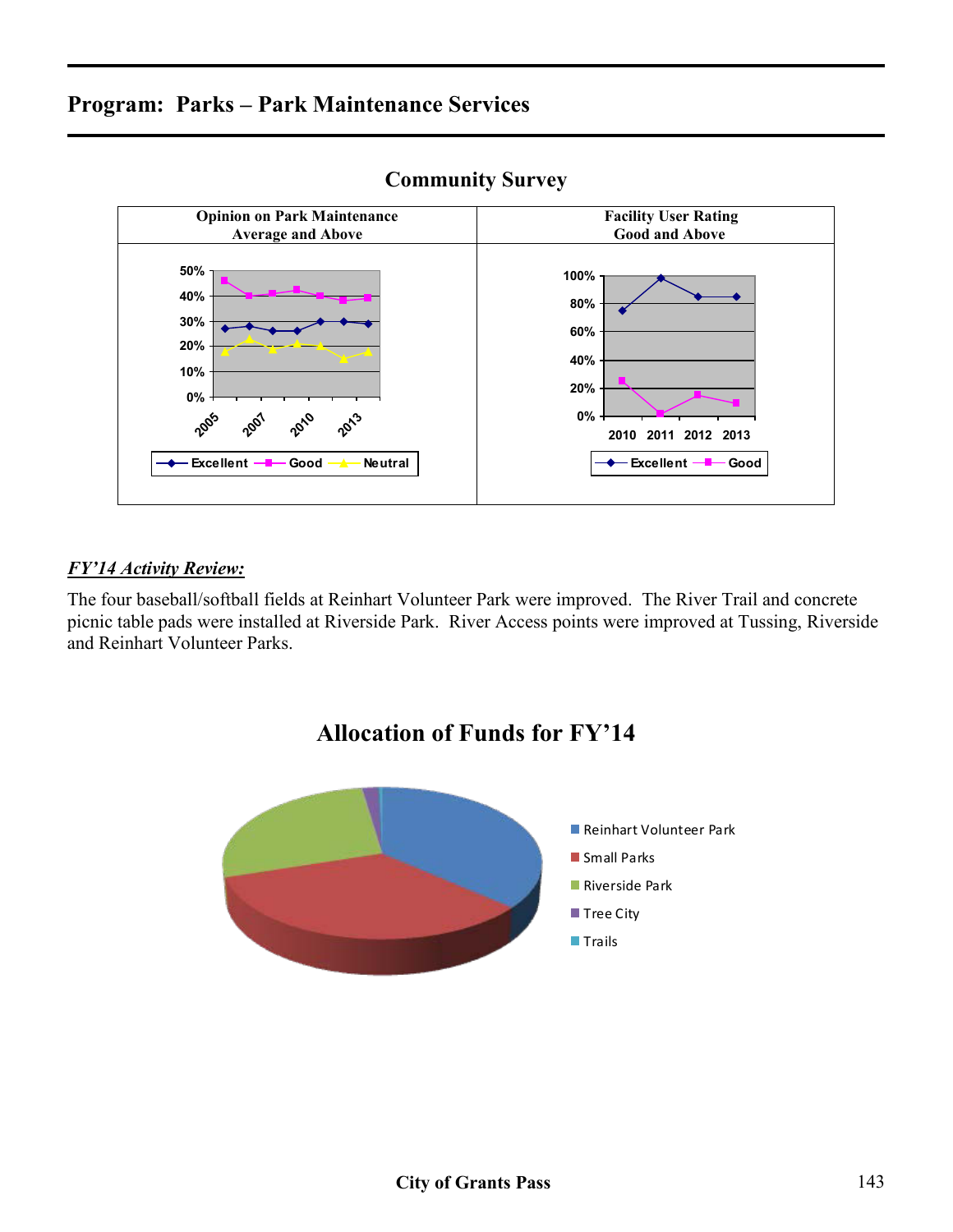## Program: Parks – Park Maintenance Services

### Community Survey

**Opinion on Park Maintenance Average and Above**

50%
40%
30%
20%
10%
0%

2005
2007
2010
2013

Excellent  Good  Neutral

**Facility User Rating Good and Above**

100%
80%
60%
40%
20%
0%

2010 2011 2012 2013

Excellent  Good

***FY'14 Activity Review:***

The four baseball/softball fields at Reinhart Volunteer Park were improved. The River Trail and concrete picnic table pads were installed at Riverside Park. River Access points were improved at Tussing, Riverside and Reinhart Volunteer Parks.

### Allocation of Funds for FY'14

Reinhart Volunteer Park
Small Parks
Riverside Park
Tree City
Trails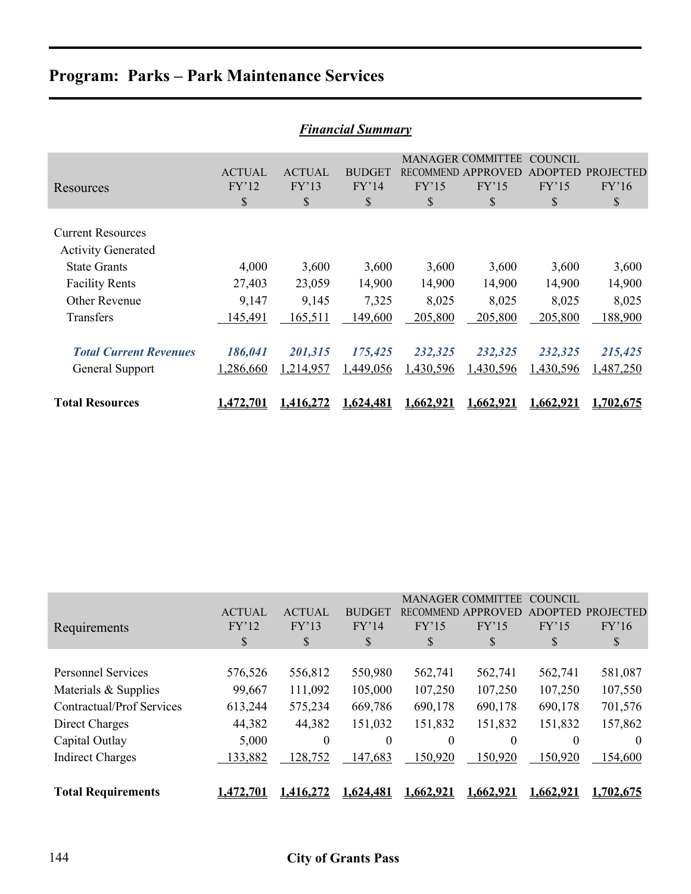# Program: Parks – Park Maintenance Services

## *Financial Summary*

| Resources | ACTUAL FY'12 $ | ACTUAL FY'13 $ | BUDGET FY'14 $ | MANAGER RECOMMEND FY'15 $ | COMMITTEE APPROVED FY'15 $ | COUNCIL ADOPTED FY'15 $ | PROJECTED FY'16 $ |
|---|---|---|---|---|---|---|---|
| Current Resources | | | | | | | |
| Activity Generated | | | | | | | |
| State Grants | 4,000 | 3,600 | 3,600 | 3,600 | 3,600 | 3,600 | 3,600 |
| Facility Rents | 27,403 | 23,059 | 14,900 | 14,900 | 14,900 | 14,900 | 14,900 |
| Other Revenue | 9,147 | 9,145 | 7,325 | 8,025 | 8,025 | 8,025 | 8,025 |
| Transfers | 145,491 | 165,511 | 149,600 | 205,800 | 205,800 | 205,800 | 188,900 |
| ***Total Current Revenues*** | ***186,041*** | ***201,315*** | ***175,425*** | ***232,325*** | ***232,325*** | ***232,325*** | ***215,425*** |
| General Support | 1,286,660 | 1,214,957 | 1,449,056 | 1,430,596 | 1,430,596 | 1,430,596 | 1,487,250 |
| **Total Resources** | **1,472,701** | **1,416,272** | **1,624,481** | **1,662,921** | **1,662,921** | **1,662,921** | **1,702,675** |

| Requirements | ACTUAL FY'12 $ | ACTUAL FY'13 $ | BUDGET FY'14 $ | MANAGER RECOMMEND FY'15 $ | COMMITTEE APPROVED FY'15 $ | COUNCIL ADOPTED FY'15 $ | PROJECTED FY'16 $ |
|---|---|---|---|---|---|---|---|
| Personnel Services | 576,526 | 556,812 | 550,980 | 562,741 | 562,741 | 562,741 | 581,087 |
| Materials & Supplies | 99,667 | 111,092 | 105,000 | 107,250 | 107,250 | 107,250 | 107,550 |
| Contractual/Prof Services | 613,244 | 575,234 | 669,786 | 690,178 | 690,178 | 690,178 | 701,576 |
| Direct Charges | 44,382 | 44,382 | 151,032 | 151,832 | 151,832 | 151,832 | 157,862 |
| Capital Outlay | 5,000 | 0 | 0 | 0 | 0 | 0 | 0 |
| Indirect Charges | 133,882 | 128,752 | 147,683 | 150,920 | 150,920 | 150,920 | 154,600 |
| **Total Requirements** | **1,472,701** | **1,416,272** | **1,624,481** | **1,662,921** | **1,662,921** | **1,662,921** | **1,702,675** |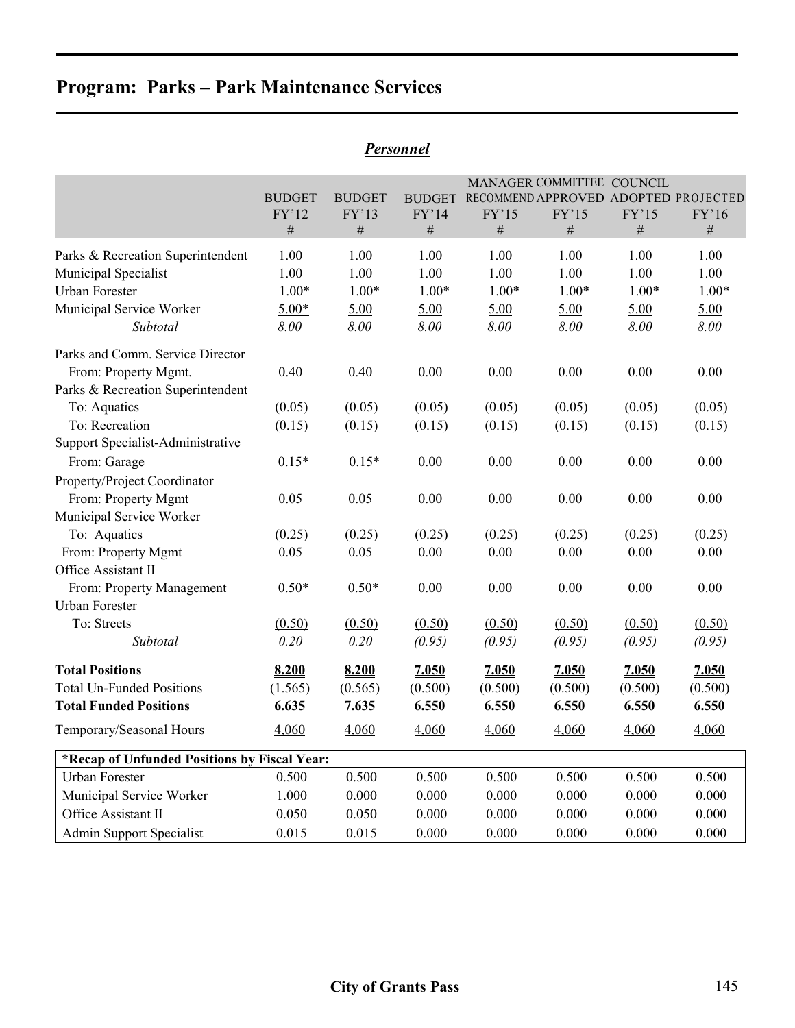# Program: Parks – Park Maintenance Services

## *Personnel*

| | BUDGET FY'12 # | BUDGET FY'13 # | BUDGET FY'14 # | MANAGER RECOMMEND FY'15 # | COMMITTEE APPROVED FY'15 # | COUNCIL ADOPTED FY'15 # | PROJECTED FY'16 # |
|---|---|---|---|---|---|---|---|
| Parks & Recreation Superintendent | 1.00 | 1.00 | 1.00 | 1.00 | 1.00 | 1.00 | 1.00 |
| Municipal Specialist | 1.00 | 1.00 | 1.00 | 1.00 | 1.00 | 1.00 | 1.00 |
| Urban Forester | 1.00* | 1.00* | 1.00* | 1.00* | 1.00* | 1.00* | 1.00* |
| Municipal Service Worker | 5.00* | 5.00 | 5.00 | 5.00 | 5.00 | 5.00 | 5.00 |
| *Subtotal* | *8.00* | *8.00* | *8.00* | *8.00* | *8.00* | *8.00* | *8.00* |
| Parks and Comm. Service Director | | | | | | | |
| From: Property Mgmt. | 0.40 | 0.40 | 0.00 | 0.00 | 0.00 | 0.00 | 0.00 |
| Parks & Recreation Superintendent | | | | | | | |
| To: Aquatics | (0.05) | (0.05) | (0.05) | (0.05) | (0.05) | (0.05) | (0.05) |
| To: Recreation | (0.15) | (0.15) | (0.15) | (0.15) | (0.15) | (0.15) | (0.15) |
| Support Specialist-Administrative | | | | | | | |
| From: Garage | 0.15* | 0.15* | 0.00 | 0.00 | 0.00 | 0.00 | 0.00 |
| Property/Project Coordinator | | | | | | | |
| From: Property Mgmt | 0.05 | 0.05 | 0.00 | 0.00 | 0.00 | 0.00 | 0.00 |
| Municipal Service Worker | | | | | | | |
| To: Aquatics | (0.25) | (0.25) | (0.25) | (0.25) | (0.25) | (0.25) | (0.25) |
| From: Property Mgmt | 0.05 | 0.05 | 0.00 | 0.00 | 0.00 | 0.00 | 0.00 |
| Office Assistant II | | | | | | | |
| From: Property Management | 0.50* | 0.50* | 0.00 | 0.00 | 0.00 | 0.00 | 0.00 |
| Urban Forester | | | | | | | |
| To: Streets | (0.50) | (0.50) | (0.50) | (0.50) | (0.50) | (0.50) | (0.50) |
| *Subtotal* | *0.20* | *0.20* | *(0.95)* | *(0.95)* | *(0.95)* | *(0.95)* | *(0.95)* |
| **Total Positions** | **8.200** | **8.200** | **7.050** | **7.050** | **7.050** | **7.050** | **7.050** |
| Total Un-Funded Positions | (1.565) | (0.565) | (0.500) | (0.500) | (0.500) | (0.500) | (0.500) |
| **Total Funded Positions** | **6.635** | **7.635** | **6.550** | **6.550** | **6.550** | **6.550** | **6.550** |
| Temporary/Seasonal Hours | 4,060 | 4,060 | 4,060 | 4,060 | 4,060 | 4,060 | 4,060 |

| **\*Recap of Unfunded Positions by Fiscal Year:** | | | | | | | |
|---|---|---|---|---|---|---|---|
| Urban Forester | 0.500 | 0.500 | 0.500 | 0.500 | 0.500 | 0.500 | 0.500 |
| Municipal Service Worker | 1.000 | 0.000 | 0.000 | 0.000 | 0.000 | 0.000 | 0.000 |
| Office Assistant II | 0.050 | 0.050 | 0.000 | 0.000 | 0.000 | 0.000 | 0.000 |
| Admin Support Specialist | 0.015 | 0.015 | 0.000 | 0.000 | 0.000 | 0.000 | 0.000 |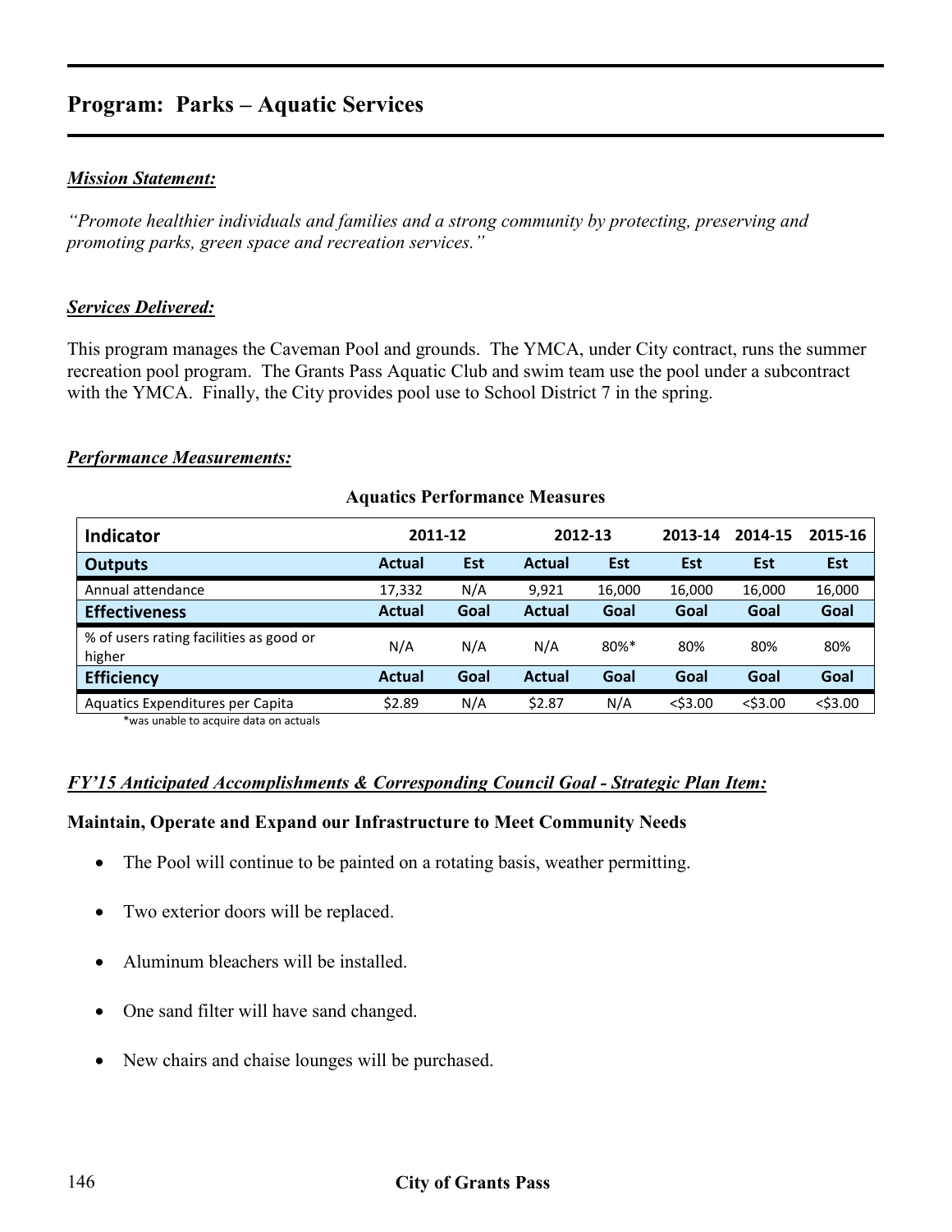## Program: Parks – Aquatic Services

***Mission Statement:***

*"Promote healthier individuals and families and a strong community by protecting, preserving and promoting parks, green space and recreation services."*

***Services Delivered:***

This program manages the Caveman Pool and grounds. The YMCA, under City contract, runs the summer recreation pool program. The Grants Pass Aquatic Club and swim team use the pool under a subcontract with the YMCA. Finally, the City provides pool use to School District 7 in the spring.

***Performance Measurements:***

**Aquatics Performance Measures**

| Indicator | 2011-12 | | 2012-13 | | 2013-14 | 2014-15 | 2015-16 |
|---|---|---|---|---|---|---|---|
| **Outputs** | **Actual** | **Est** | **Actual** | **Est** | **Est** | **Est** | **Est** |
| Annual attendance | 17,332 | N/A | 9,921 | 16,000 | 16,000 | 16,000 | 16,000 |
| **Effectiveness** | **Actual** | **Goal** | **Actual** | **Goal** | **Goal** | **Goal** | **Goal** |
| % of users rating facilities as good or higher | N/A | N/A | N/A | 80%* | 80% | 80% | 80% |
| **Efficiency** | **Actual** | **Goal** | **Actual** | **Goal** | **Goal** | **Goal** | **Goal** |
| Aquatics Expenditures per Capita | $2.89 | N/A | $2.87 | N/A | <$3.00 | <$3.00 | <$3.00 |

*was unable to acquire data on actuals

***FY'15 Anticipated Accomplishments & Corresponding Council Goal - Strategic Plan Item:***

**Maintain, Operate and Expand our Infrastructure to Meet Community Needs**

- The Pool will continue to be painted on a rotating basis, weather permitting.
- Two exterior doors will be replaced.
- Aluminum bleachers will be installed.
- One sand filter will have sand changed.
- New chairs and chaise lounges will be purchased.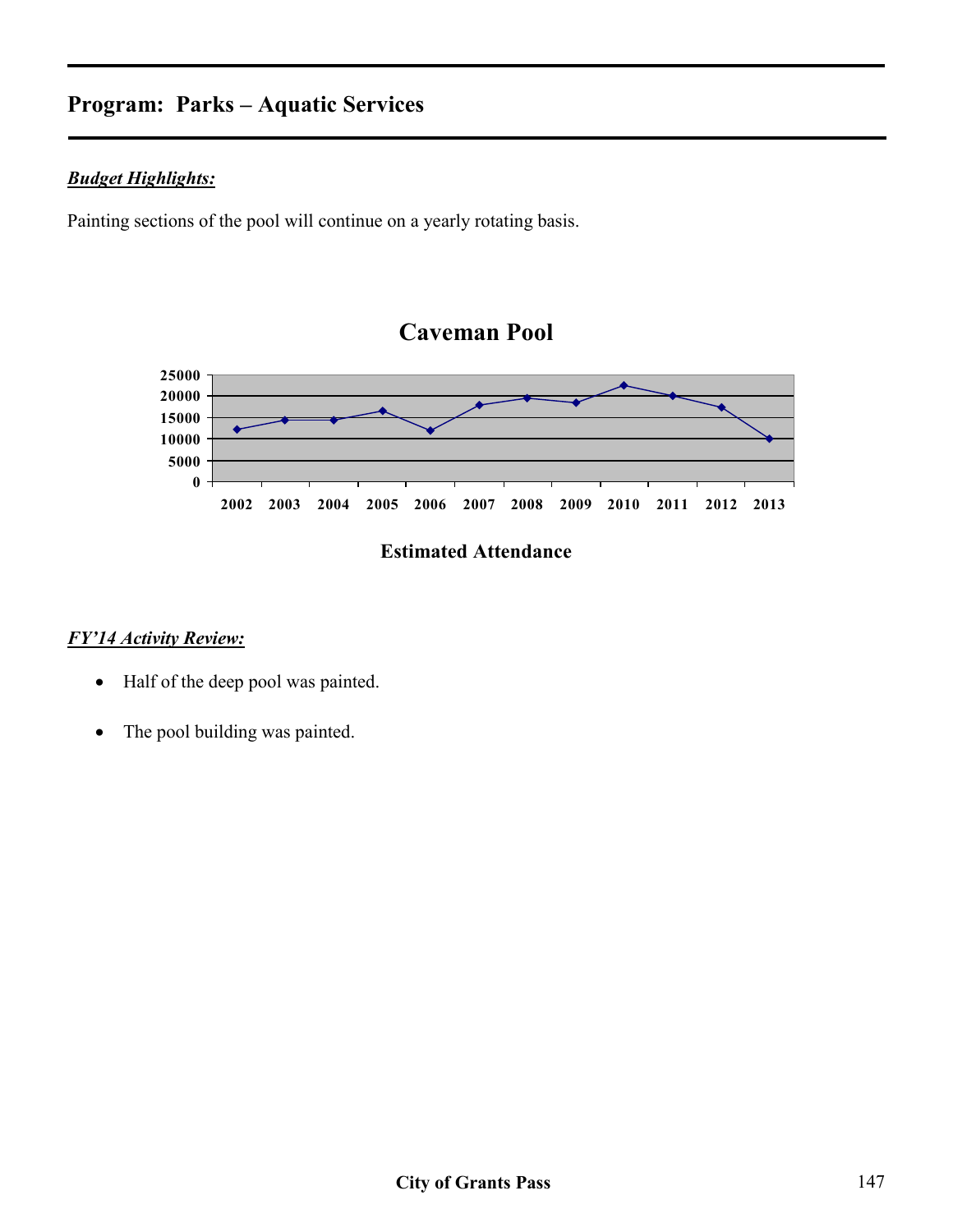## Program: Parks – Aquatic Services

***Budget Highlights:***

Painting sections of the pool will continue on a yearly rotating basis.

**Caveman Pool**

25000
20000
15000
10000
5000
0

2002 2003 2004 2005 2006 2007 2008 2009 2010 2011 2012 2013

**Estimated Attendance**

***FY'14 Activity Review:***

- Half of the deep pool was painted.
- The pool building was painted.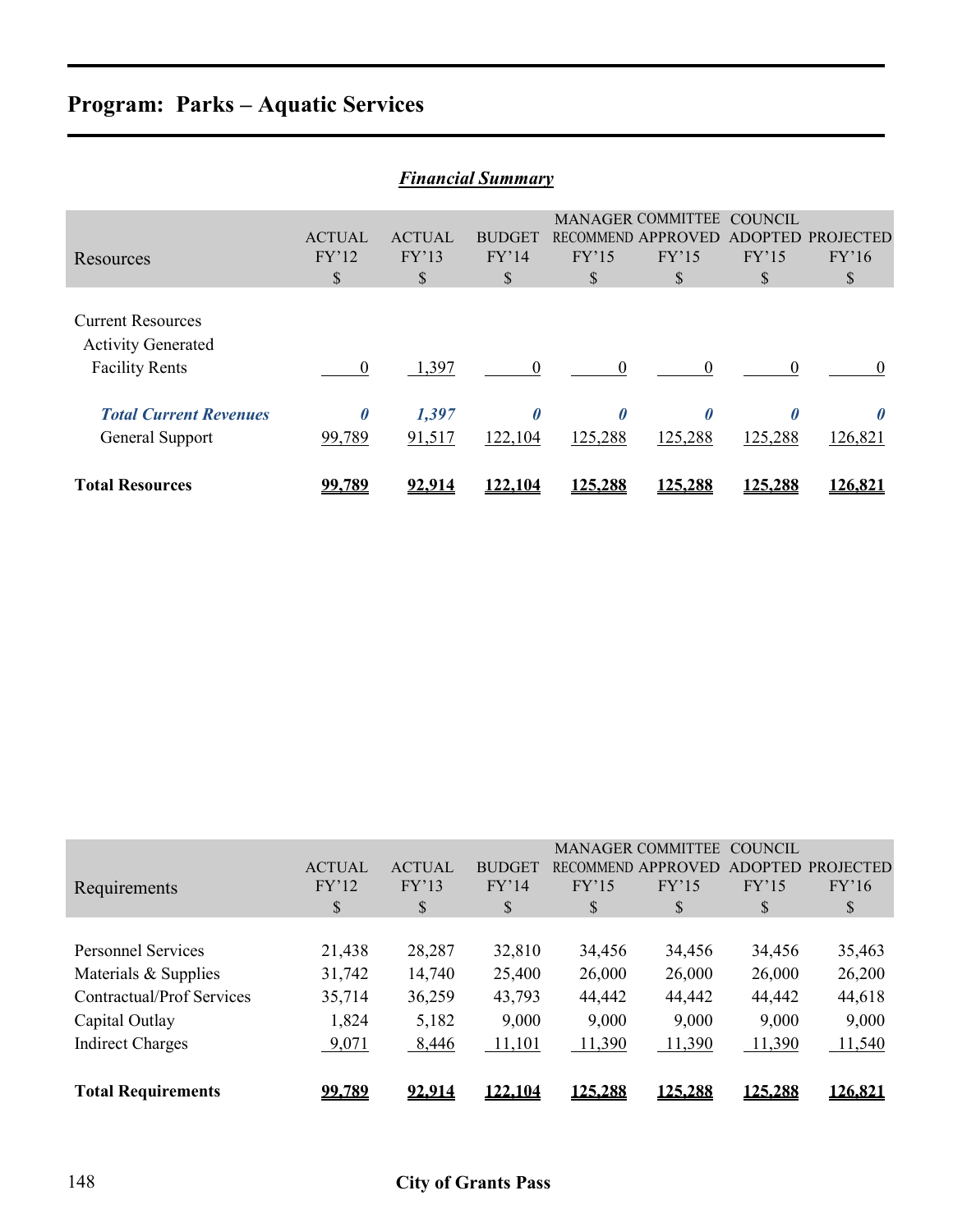## Program: Parks – Aquatic Services

***Financial Summary***

| Resources | ACTUAL FY'12 $ | ACTUAL FY'13 $ | BUDGET FY'14 $ | MANAGER RECOMMEND FY'15 $ | COMMITTEE APPROVED FY'15 $ | COUNCIL ADOPTED FY'15 $ | PROJECTED FY'16 $ |
|---|---|---|---|---|---|---|---|
| Current Resources | | | | | | | |
| Activity Generated | | | | | | | |
| Facility Rents | 0 | 1,397 | 0 | 0 | 0 | 0 | 0 |
| ***Total Current Revenues*** | ***0*** | ***1,397*** | ***0*** | ***0*** | ***0*** | ***0*** | ***0*** |
| General Support | 99,789 | 91,517 | 122,104 | 125,288 | 125,288 | 125,288 | 126,821 |
| **Total Resources** | **99,789** | **92,914** | **122,104** | **125,288** | **125,288** | **125,288** | **126,821** |

| Requirements | ACTUAL FY'12 $ | ACTUAL FY'13 $ | BUDGET FY'14 $ | MANAGER RECOMMEND FY'15 $ | COMMITTEE APPROVED FY'15 $ | COUNCIL ADOPTED FY'15 $ | PROJECTED FY'16 $ |
|---|---|---|---|---|---|---|---|
| Personnel Services | 21,438 | 28,287 | 32,810 | 34,456 | 34,456 | 34,456 | 35,463 |
| Materials & Supplies | 31,742 | 14,740 | 25,400 | 26,000 | 26,000 | 26,000 | 26,200 |
| Contractual/Prof Services | 35,714 | 36,259 | 43,793 | 44,442 | 44,442 | 44,442 | 44,618 |
| Capital Outlay | 1,824 | 5,182 | 9,000 | 9,000 | 9,000 | 9,000 | 9,000 |
| Indirect Charges | 9,071 | 8,446 | 11,101 | 11,390 | 11,390 | 11,390 | 11,540 |
| **Total Requirements** | **99,789** | **92,914** | **122,104** | **125,288** | **125,288** | **125,288** | **126,821** |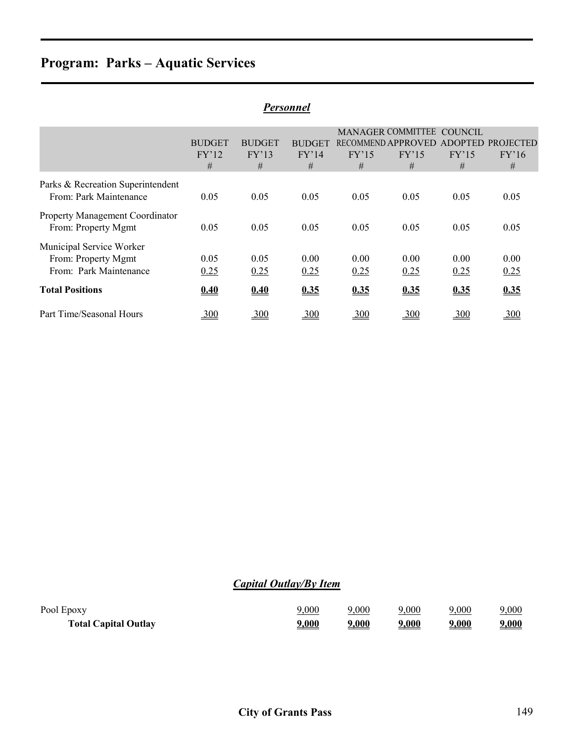# Program: Parks – Aquatic Services

## *Personnel*

| | BUDGET FY'12 # | BUDGET FY'13 # | BUDGET FY'14 # | MANAGER RECOMMEND FY'15 # | COMMITTEE APPROVED FY'15 # | COUNCIL ADOPTED FY'15 # | PROJECTED FY'16 # |
|---|---|---|---|---|---|---|---|
| Parks & Recreation Superintendent | | | | | | | |
| From: Park Maintenance | 0.05 | 0.05 | 0.05 | 0.05 | 0.05 | 0.05 | 0.05 |
| Property Management Coordinator | | | | | | | |
| From: Property Mgmt | 0.05 | 0.05 | 0.05 | 0.05 | 0.05 | 0.05 | 0.05 |
| Municipal Service Worker | | | | | | | |
| From: Property Mgmt | 0.05 | 0.05 | 0.00 | 0.00 | 0.00 | 0.00 | 0.00 |
| From: Park Maintenance | 0.25 | 0.25 | 0.25 | 0.25 | 0.25 | 0.25 | 0.25 |
| **Total Positions** | **0.40** | **0.40** | **0.35** | **0.35** | **0.35** | **0.35** | **0.35** |
| Part Time/Seasonal Hours | 300 | 300 | 300 | 300 | 300 | 300 | 300 |

## *Capital Outlay/By Item*

| | BUDGET FY'14 | MANAGER RECOMMEND FY'15 | COMMITTEE APPROVED FY'15 | COUNCIL ADOPTED FY'15 | PROJECTED FY'16 |
|---|---|---|---|---|---|
| Pool Epoxy | 9,000 | 9,000 | 9,000 | 9,000 | 9,000 |
| **Total Capital Outlay** | **9,000** | **9,000** | **9,000** | **9,000** | **9,000** |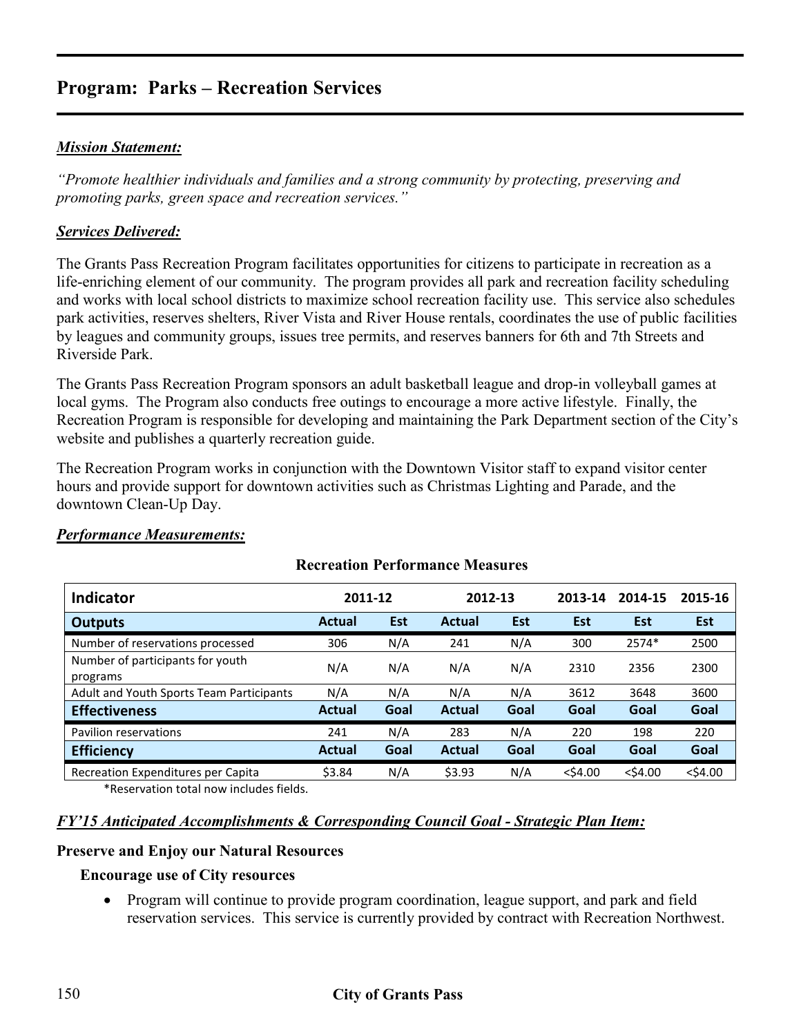## Program: Parks – Recreation Services

***Mission Statement:***

*"Promote healthier individuals and families and a strong community by protecting, preserving and promoting parks, green space and recreation services."*

***Services Delivered:***

The Grants Pass Recreation Program facilitates opportunities for citizens to participate in recreation as a life-enriching element of our community. The program provides all park and recreation facility scheduling and works with local school districts to maximize school recreation facility use. This service also schedules park activities, reserves shelters, River Vista and River House rentals, coordinates the use of public facilities by leagues and community groups, issues tree permits, and reserves banners for 6th and 7th Streets and Riverside Park.

The Grants Pass Recreation Program sponsors an adult basketball league and drop-in volleyball games at local gyms. The Program also conducts free outings to encourage a more active lifestyle. Finally, the Recreation Program is responsible for developing and maintaining the Park Department section of the City's website and publishes a quarterly recreation guide.

The Recreation Program works in conjunction with the Downtown Visitor staff to expand visitor center hours and provide support for downtown activities such as Christmas Lighting and Parade, and the downtown Clean-Up Day.

***Performance Measurements:***

**Recreation Performance Measures**

| Indicator | 2011-12 | | 2012-13 | | 2013-14 | 2014-15 | 2015-16 |
|---|---|---|---|---|---|---|---|
| **Outputs** | **Actual** | **Est** | **Actual** | **Est** | **Est** | **Est** | **Est** |
| Number of reservations processed | 306 | N/A | 241 | N/A | 300 | 2574* | 2500 |
| Number of participants for youth programs | N/A | N/A | N/A | N/A | 2310 | 2356 | 2300 |
| Adult and Youth Sports Team Participants | N/A | N/A | N/A | N/A | 3612 | 3648 | 3600 |
| **Effectiveness** | **Actual** | **Goal** | **Actual** | **Goal** | **Goal** | **Goal** | **Goal** |
| Pavilion reservations | 241 | N/A | 283 | N/A | 220 | 198 | 220 |
| **Efficiency** | **Actual** | **Goal** | **Actual** | **Goal** | **Goal** | **Goal** | **Goal** |
| Recreation Expenditures per Capita | $3.84 | N/A | $3.93 | N/A | <$4.00 | <$4.00 | <$4.00 |

*Reservation total now includes fields.

***FY'15 Anticipated Accomplishments & Corresponding Council Goal - Strategic Plan Item:***

**Preserve and Enjoy our Natural Resources**

**Encourage use of City resources**

- Program will continue to provide program coordination, league support, and park and field reservation services. This service is currently provided by contract with Recreation Northwest.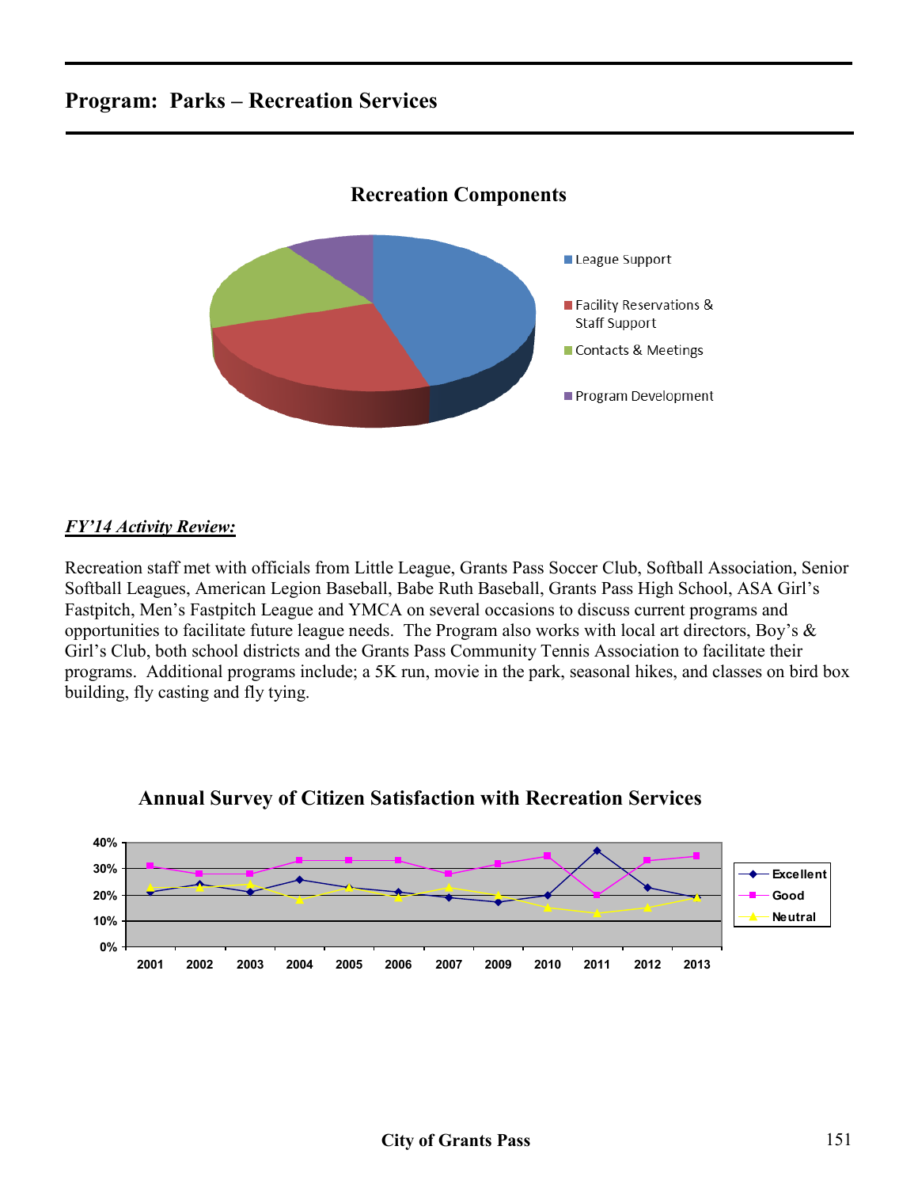## Program: Parks – Recreation Services

### Recreation Components

League Support

Facility Reservations & Staff Support

Contacts & Meetings

Program Development

***FY'14 Activity Review:***

Recreation staff met with officials from Little League, Grants Pass Soccer Club, Softball Association, Senior Softball Leagues, American Legion Baseball, Babe Ruth Baseball, Grants Pass High School, ASA Girl's Fastpitch, Men's Fastpitch League and YMCA on several occasions to discuss current programs and opportunities to facilitate future league needs. The Program also works with local art directors, Boy's & Girl's Club, both school districts and the Grants Pass Community Tennis Association to facilitate their programs. Additional programs include; a 5K run, movie in the park, seasonal hikes, and classes on bird box building, fly casting and fly tying.

### Annual Survey of Citizen Satisfaction with Recreation Services

40%
30%
20%
10%
0%

2001 2002 2003 2004 2005 2006 2007 2009 2010 2011 2012 2013

Excellent
Good
Neutral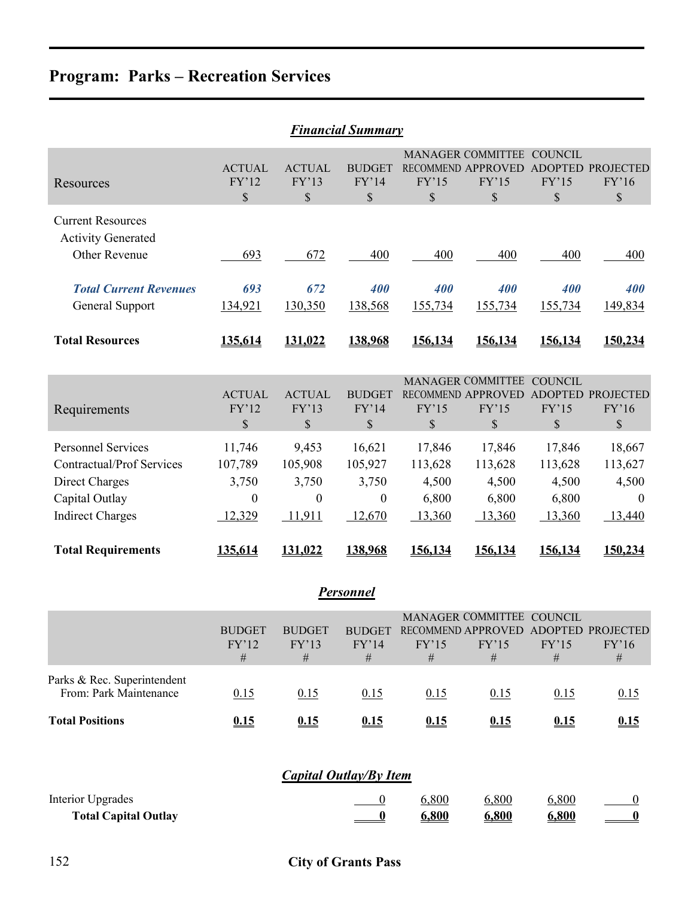# Program: Parks – Recreation Services

## *Financial Summary*

| Resources | ACTUAL FY'12 $ | ACTUAL FY'13 $ | BUDGET FY'14 $ | MANAGER RECOMMEND FY'15 $ | COMMITTEE APPROVED FY'15 $ | COUNCIL ADOPTED FY'15 $ | PROJECTED FY'16 $ |
|---|---|---|---|---|---|---|---|
| Current Resources | | | | | | | |
| Activity Generated | | | | | | | |
| Other Revenue | 693 | 672 | 400 | 400 | 400 | 400 | 400 |
| ***Total Current Revenues*** | ***693*** | ***672*** | ***400*** | ***400*** | ***400*** | ***400*** | ***400*** |
| General Support | 134,921 | 130,350 | 138,568 | 155,734 | 155,734 | 155,734 | 149,834 |
| **Total Resources** | **135,614** | **131,022** | **138,968** | **156,134** | **156,134** | **156,134** | **150,234** |

| Requirements | ACTUAL FY'12 $ | ACTUAL FY'13 $ | BUDGET FY'14 $ | MANAGER RECOMMEND FY'15 $ | COMMITTEE APPROVED FY'15 $ | COUNCIL ADOPTED FY'15 $ | PROJECTED FY'16 $ |
|---|---|---|---|---|---|---|---|
| Personnel Services | 11,746 | 9,453 | 16,621 | 17,846 | 17,846 | 17,846 | 18,667 |
| Contractual/Prof Services | 107,789 | 105,908 | 105,927 | 113,628 | 113,628 | 113,628 | 113,627 |
| Direct Charges | 3,750 | 3,750 | 3,750 | 4,500 | 4,500 | 4,500 | 4,500 |
| Capital Outlay | 0 | 0 | 0 | 6,800 | 6,800 | 6,800 | 0 |
| Indirect Charges | 12,329 | 11,911 | 12,670 | 13,360 | 13,360 | 13,360 | 13,440 |
| **Total Requirements** | **135,614** | **131,022** | **138,968** | **156,134** | **156,134** | **156,134** | **150,234** |

## *Personnel*

| | BUDGET FY'12 # | BUDGET FY'13 # | BUDGET FY'14 # | MANAGER RECOMMEND FY'15 # | COMMITTEE APPROVED FY'15 # | COUNCIL ADOPTED FY'15 # | PROJECTED FY'16 # |
|---|---|---|---|---|---|---|---|
| Parks & Rec. Superintendent From: Park Maintenance | 0.15 | 0.15 | 0.15 | 0.15 | 0.15 | 0.15 | 0.15 |
| **Total Positions** | **0.15** | **0.15** | **0.15** | **0.15** | **0.15** | **0.15** | **0.15** |

## *Capital Outlay/By Item*

| | | | | | |
|---|---|---|---|---|---|
| Interior Upgrades | 0 | 6,800 | 6,800 | 6,800 | 0 |
| **Total Capital Outlay** | **0** | **6,800** | **6,800** | **6,800** | **0** |